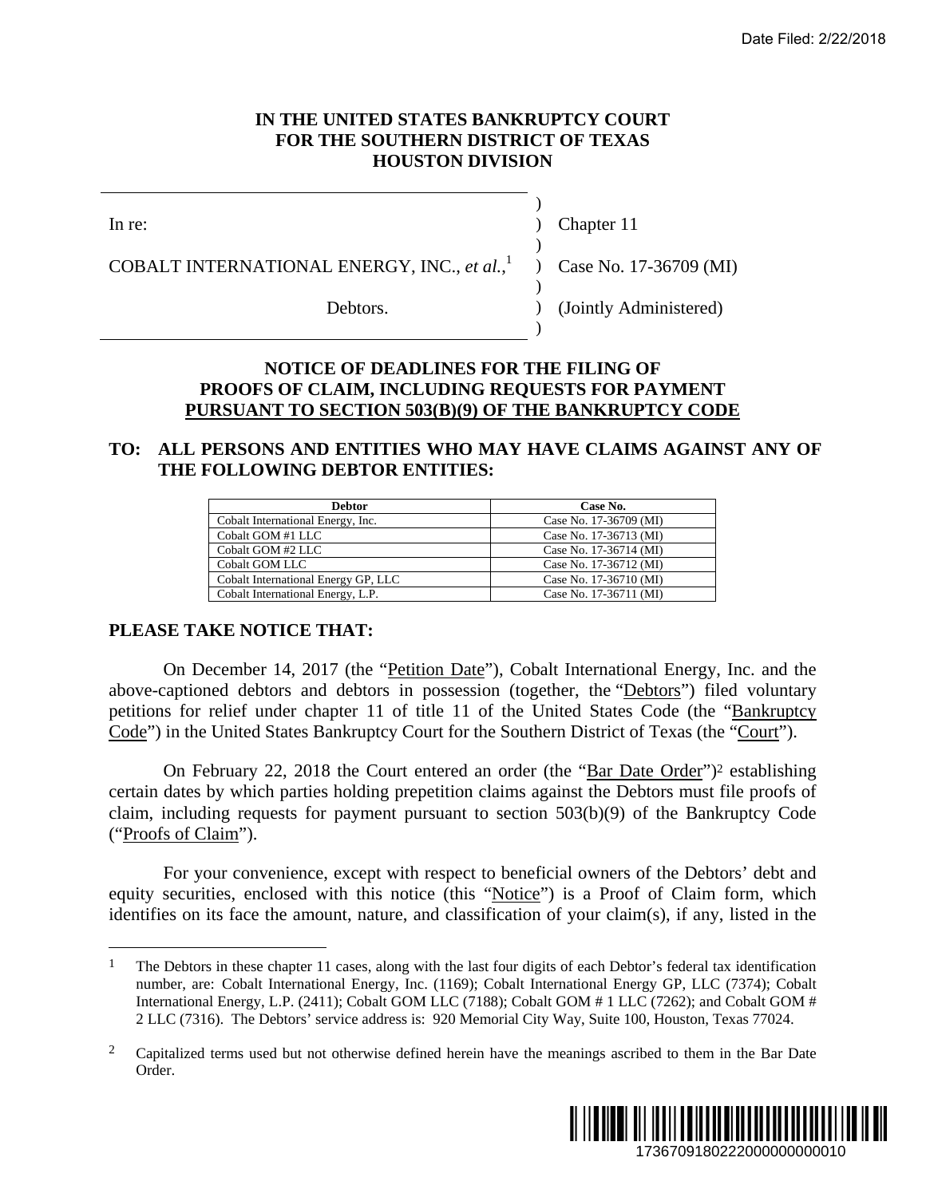# IN THE UNITED STATES BANKRUPTCY COURT FOR THE SOUTHERN DISTRICT OF TEXAS HOUSTON DIVISION

| | | |
|---|---|---|
| In re: | ) | Chapter 11 |
| COBALT INTERNATIONAL ENERGY, INC., *et al.*,[1] | ) | Case No. 17-36709 (MI) |
| Debtors. | ) | (Jointly Administered) |

## NOTICE OF DEADLINES FOR THE FILING OF PROOFS OF CLAIM, INCLUDING REQUESTS FOR PAYMENT PURSUANT TO SECTION 503(B)(9) OF THE BANKRUPTCY CODE

**TO: ALL PERSONS AND ENTITIES WHO MAY HAVE CLAIMS AGAINST ANY OF THE FOLLOWING DEBTOR ENTITIES:**

| Debtor | Case No. |
|---|---|
| Cobalt International Energy, Inc. | Case No. 17-36709 (MI) |
| Cobalt GOM #1 LLC | Case No. 17-36713 (MI) |
| Cobalt GOM #2 LLC | Case No. 17-36714 (MI) |
| Cobalt GOM LLC | Case No. 17-36712 (MI) |
| Cobalt International Energy GP, LLC | Case No. 17-36710 (MI) |
| Cobalt International Energy, L.P. | Case No. 17-36711 (MI) |

**PLEASE TAKE NOTICE THAT:**

On December 14, 2017 (the "Petition Date"), Cobalt International Energy, Inc. and the above-captioned debtors and debtors in possession (together, the "Debtors") filed voluntary petitions for relief under chapter 11 of title 11 of the United States Code (the "Bankruptcy Code") in the United States Bankruptcy Court for the Southern District of Texas (the "Court").

On February 22, 2018 the Court entered an order (the "Bar Date Order")[2] establishing certain dates by which parties holding prepetition claims against the Debtors must file proofs of claim, including requests for payment pursuant to section 503(b)(9) of the Bankruptcy Code ("Proofs of Claim").

For your convenience, except with respect to beneficial owners of the Debtors' debt and equity securities, enclosed with this notice (this "Notice") is a Proof of Claim form, which identifies on its face the amount, nature, and classification of your claim(s), if any, listed in the

---

[1] The Debtors in these chapter 11 cases, along with the last four digits of each Debtor's federal tax identification number, are: Cobalt International Energy, Inc. (1169); Cobalt International Energy GP, LLC (7374); Cobalt International Energy, L.P. (2411); Cobalt GOM LLC (7188); Cobalt GOM # 1 LLC (7262); and Cobalt GOM # 2 LLC (7316). The Debtors' service address is: 920 Memorial City Way, Suite 100, Houston, Texas 77024.

[2] Capitalized terms used but not otherwise defined herein have the meanings ascribed to them in the Bar Date Order.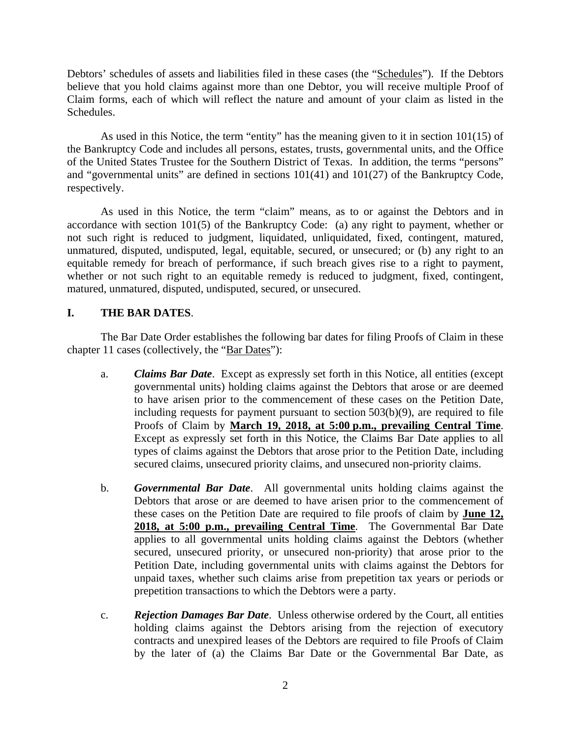Debtors' schedules of assets and liabilities filed in these cases (the "Schedules"). If the Debtors believe that you hold claims against more than one Debtor, you will receive multiple Proof of Claim forms, each of which will reflect the nature and amount of your claim as listed in the Schedules.

As used in this Notice, the term "entity" has the meaning given to it in section 101(15) of the Bankruptcy Code and includes all persons, estates, trusts, governmental units, and the Office of the United States Trustee for the Southern District of Texas. In addition, the terms "persons" and "governmental units" are defined in sections 101(41) and 101(27) of the Bankruptcy Code, respectively.

As used in this Notice, the term "claim" means, as to or against the Debtors and in accordance with section 101(5) of the Bankruptcy Code: (a) any right to payment, whether or not such right is reduced to judgment, liquidated, unliquidated, fixed, contingent, matured, unmatured, disputed, undisputed, legal, equitable, secured, or unsecured; or (b) any right to an equitable remedy for breach of performance, if such breach gives rise to a right to payment, whether or not such right to an equitable remedy is reduced to judgment, fixed, contingent, matured, unmatured, disputed, undisputed, secured, or unsecured.

## I. THE BAR DATES.

The Bar Date Order establishes the following bar dates for filing Proofs of Claim in these chapter 11 cases (collectively, the "Bar Dates"):

a. ***Claims Bar Date***. Except as expressly set forth in this Notice, all entities (except governmental units) holding claims against the Debtors that arose or are deemed to have arisen prior to the commencement of these cases on the Petition Date, including requests for payment pursuant to section 503(b)(9), are required to file Proofs of Claim by **March 19, 2018, at 5:00 p.m., prevailing Central Time**. Except as expressly set forth in this Notice, the Claims Bar Date applies to all types of claims against the Debtors that arose prior to the Petition Date, including secured claims, unsecured priority claims, and unsecured non-priority claims.

b. ***Governmental Bar Date***. All governmental units holding claims against the Debtors that arose or are deemed to have arisen prior to the commencement of these cases on the Petition Date are required to file proofs of claim by **June 12, 2018, at 5:00 p.m., prevailing Central Time**. The Governmental Bar Date applies to all governmental units holding claims against the Debtors (whether secured, unsecured priority, or unsecured non-priority) that arose prior to the Petition Date, including governmental units with claims against the Debtors for unpaid taxes, whether such claims arise from prepetition tax years or periods or prepetition transactions to which the Debtors were a party.

c. ***Rejection Damages Bar Date***. Unless otherwise ordered by the Court, all entities holding claims against the Debtors arising from the rejection of executory contracts and unexpired leases of the Debtors are required to file Proofs of Claim by the later of (a) the Claims Bar Date or the Governmental Bar Date, as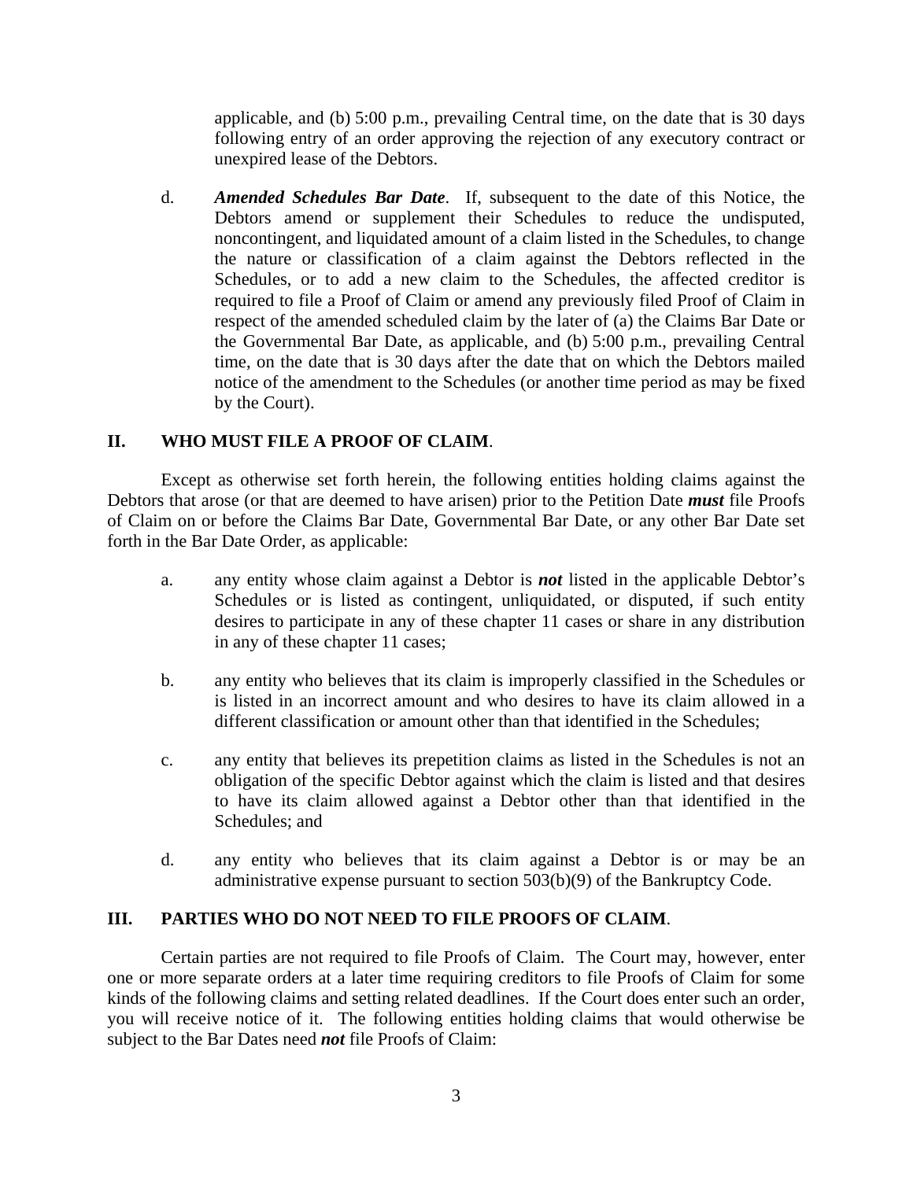applicable, and (b) 5:00 p.m., prevailing Central time, on the date that is 30 days following entry of an order approving the rejection of any executory contract or unexpired lease of the Debtors.

d. ***Amended Schedules Bar Date***. If, subsequent to the date of this Notice, the Debtors amend or supplement their Schedules to reduce the undisputed, noncontingent, and liquidated amount of a claim listed in the Schedules, to change the nature or classification of a claim against the Debtors reflected in the Schedules, or to add a new claim to the Schedules, the affected creditor is required to file a Proof of Claim or amend any previously filed Proof of Claim in respect of the amended scheduled claim by the later of (a) the Claims Bar Date or the Governmental Bar Date, as applicable, and (b) 5:00 p.m., prevailing Central time, on the date that is 30 days after the date that on which the Debtors mailed notice of the amendment to the Schedules (or another time period as may be fixed by the Court).

## II. WHO MUST FILE A PROOF OF CLAIM.

Except as otherwise set forth herein, the following entities holding claims against the Debtors that arose (or that are deemed to have arisen) prior to the Petition Date ***must*** file Proofs of Claim on or before the Claims Bar Date, Governmental Bar Date, or any other Bar Date set forth in the Bar Date Order, as applicable:

a. any entity whose claim against a Debtor is ***not*** listed in the applicable Debtor's Schedules or is listed as contingent, unliquidated, or disputed, if such entity desires to participate in any of these chapter 11 cases or share in any distribution in any of these chapter 11 cases;

b. any entity who believes that its claim is improperly classified in the Schedules or is listed in an incorrect amount and who desires to have its claim allowed in a different classification or amount other than that identified in the Schedules;

c. any entity that believes its prepetition claims as listed in the Schedules is not an obligation of the specific Debtor against which the claim is listed and that desires to have its claim allowed against a Debtor other than that identified in the Schedules; and

d. any entity who believes that its claim against a Debtor is or may be an administrative expense pursuant to section 503(b)(9) of the Bankruptcy Code.

## III. PARTIES WHO DO NOT NEED TO FILE PROOFS OF CLAIM.

Certain parties are not required to file Proofs of Claim. The Court may, however, enter one or more separate orders at a later time requiring creditors to file Proofs of Claim for some kinds of the following claims and setting related deadlines. If the Court does enter such an order, you will receive notice of it. The following entities holding claims that would otherwise be subject to the Bar Dates need ***not*** file Proofs of Claim: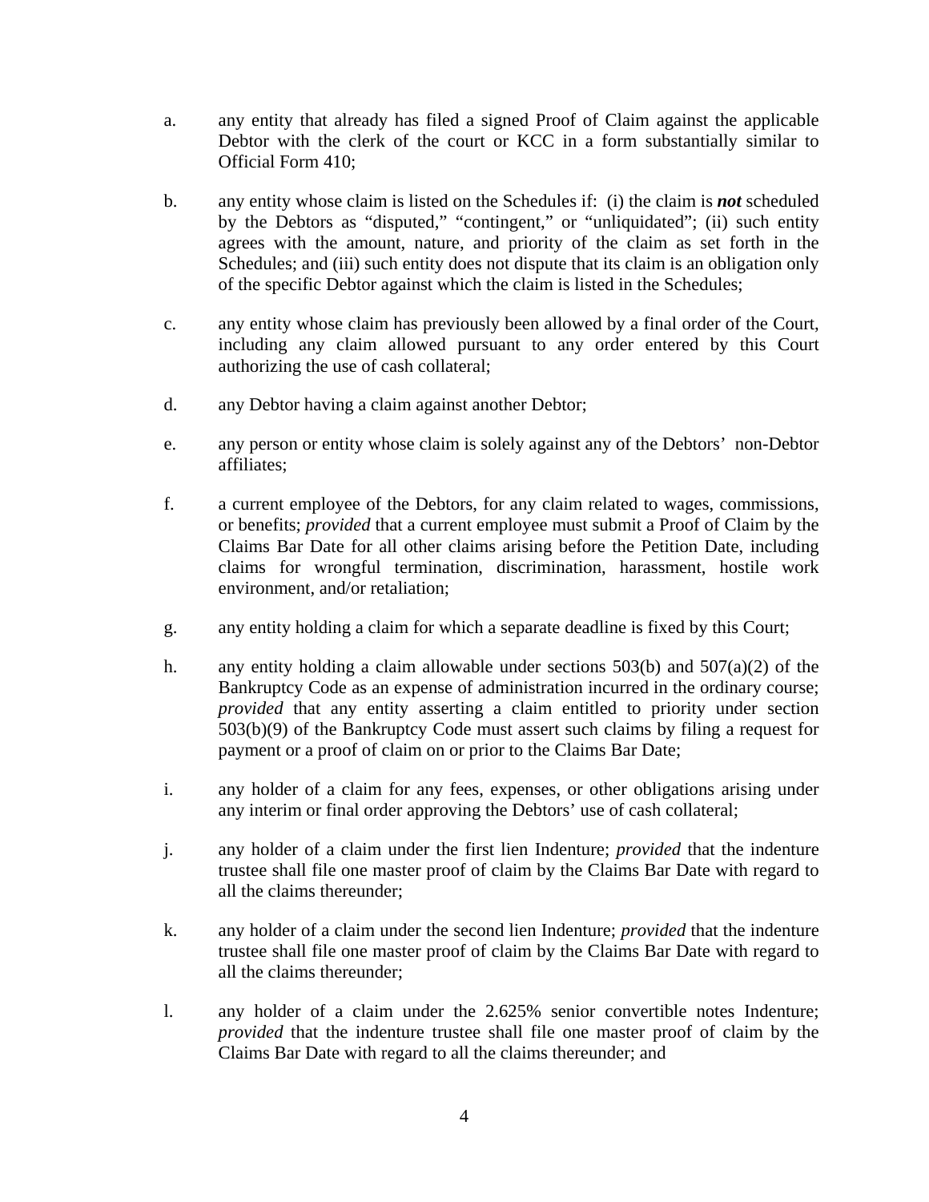a. any entity that already has filed a signed Proof of Claim against the applicable Debtor with the clerk of the court or KCC in a form substantially similar to Official Form 410;

b. any entity whose claim is listed on the Schedules if: (i) the claim is ***not*** scheduled by the Debtors as "disputed," "contingent," or "unliquidated"; (ii) such entity agrees with the amount, nature, and priority of the claim as set forth in the Schedules; and (iii) such entity does not dispute that its claim is an obligation only of the specific Debtor against which the claim is listed in the Schedules;

c. any entity whose claim has previously been allowed by a final order of the Court, including any claim allowed pursuant to any order entered by this Court authorizing the use of cash collateral;

d. any Debtor having a claim against another Debtor;

e. any person or entity whose claim is solely against any of the Debtors' non-Debtor affiliates;

f. a current employee of the Debtors, for any claim related to wages, commissions, or benefits; *provided* that a current employee must submit a Proof of Claim by the Claims Bar Date for all other claims arising before the Petition Date, including claims for wrongful termination, discrimination, harassment, hostile work environment, and/or retaliation;

g. any entity holding a claim for which a separate deadline is fixed by this Court;

h. any entity holding a claim allowable under sections 503(b) and 507(a)(2) of the Bankruptcy Code as an expense of administration incurred in the ordinary course; *provided* that any entity asserting a claim entitled to priority under section 503(b)(9) of the Bankruptcy Code must assert such claims by filing a request for payment or a proof of claim on or prior to the Claims Bar Date;

i. any holder of a claim for any fees, expenses, or other obligations arising under any interim or final order approving the Debtors' use of cash collateral;

j. any holder of a claim under the first lien Indenture; *provided* that the indenture trustee shall file one master proof of claim by the Claims Bar Date with regard to all the claims thereunder;

k. any holder of a claim under the second lien Indenture; *provided* that the indenture trustee shall file one master proof of claim by the Claims Bar Date with regard to all the claims thereunder;

l. any holder of a claim under the 2.625% senior convertible notes Indenture; *provided* that the indenture trustee shall file one master proof of claim by the Claims Bar Date with regard to all the claims thereunder; and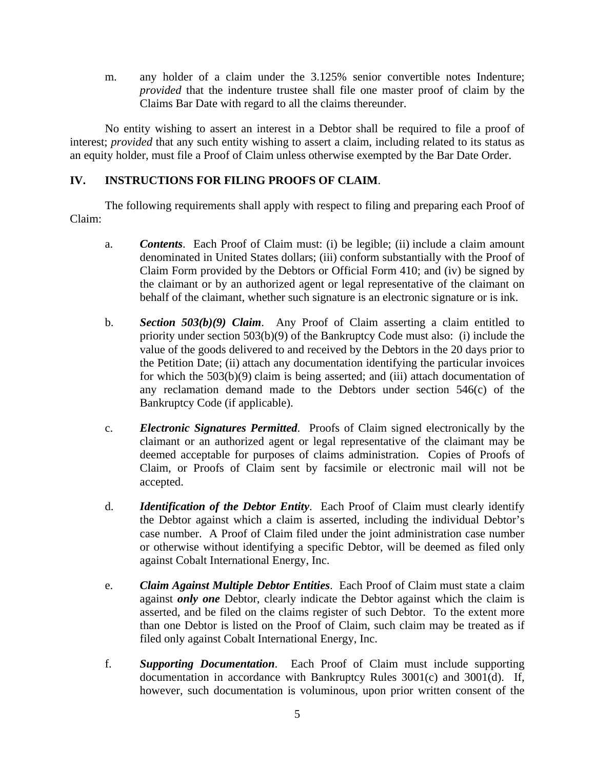m. any holder of a claim under the 3.125% senior convertible notes Indenture; *provided* that the indenture trustee shall file one master proof of claim by the Claims Bar Date with regard to all the claims thereunder.

No entity wishing to assert an interest in a Debtor shall be required to file a proof of interest; *provided* that any such entity wishing to assert a claim, including related to its status as an equity holder, must file a Proof of Claim unless otherwise exempted by the Bar Date Order.

## IV. INSTRUCTIONS FOR FILING PROOFS OF CLAIM.

The following requirements shall apply with respect to filing and preparing each Proof of Claim:

a. ***Contents***. Each Proof of Claim must: (i) be legible; (ii) include a claim amount denominated in United States dollars; (iii) conform substantially with the Proof of Claim Form provided by the Debtors or Official Form 410; and (iv) be signed by the claimant or by an authorized agent or legal representative of the claimant on behalf of the claimant, whether such signature is an electronic signature or is ink.

b. ***Section 503(b)(9) Claim***. Any Proof of Claim asserting a claim entitled to priority under section 503(b)(9) of the Bankruptcy Code must also: (i) include the value of the goods delivered to and received by the Debtors in the 20 days prior to the Petition Date; (ii) attach any documentation identifying the particular invoices for which the 503(b)(9) claim is being asserted; and (iii) attach documentation of any reclamation demand made to the Debtors under section 546(c) of the Bankruptcy Code (if applicable).

c. ***Electronic Signatures Permitted***. Proofs of Claim signed electronically by the claimant or an authorized agent or legal representative of the claimant may be deemed acceptable for purposes of claims administration. Copies of Proofs of Claim, or Proofs of Claim sent by facsimile or electronic mail will not be accepted.

d. ***Identification of the Debtor Entity***. Each Proof of Claim must clearly identify the Debtor against which a claim is asserted, including the individual Debtor's case number. A Proof of Claim filed under the joint administration case number or otherwise without identifying a specific Debtor, will be deemed as filed only against Cobalt International Energy, Inc.

e. ***Claim Against Multiple Debtor Entities***. Each Proof of Claim must state a claim against ***only one*** Debtor, clearly indicate the Debtor against which the claim is asserted, and be filed on the claims register of such Debtor. To the extent more than one Debtor is listed on the Proof of Claim, such claim may be treated as if filed only against Cobalt International Energy, Inc.

f. ***Supporting Documentation***. Each Proof of Claim must include supporting documentation in accordance with Bankruptcy Rules 3001(c) and 3001(d). If, however, such documentation is voluminous, upon prior written consent of the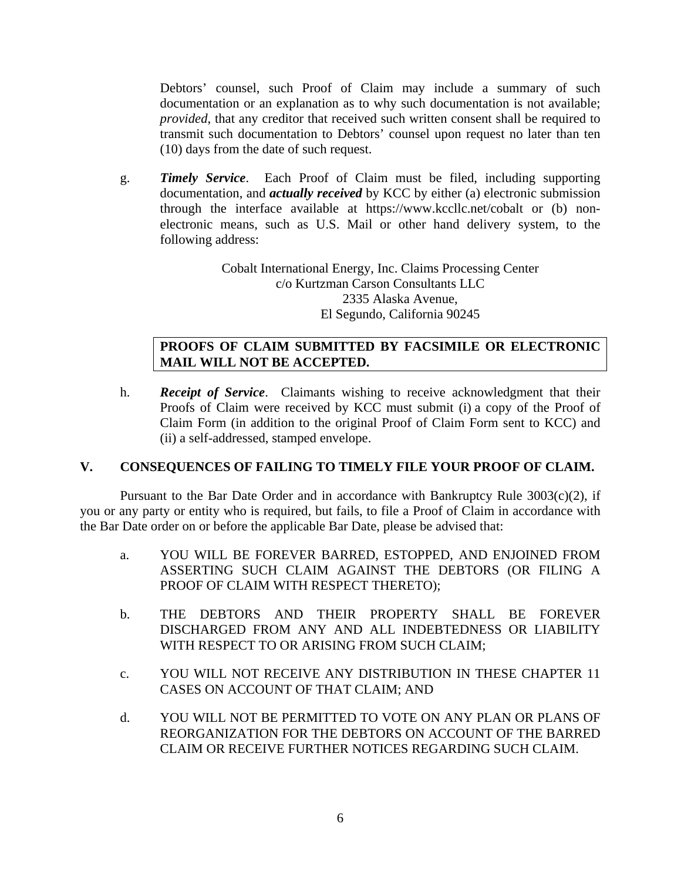Debtors' counsel, such Proof of Claim may include a summary of such documentation or an explanation as to why such documentation is not available; *provided*, that any creditor that received such written consent shall be required to transmit such documentation to Debtors' counsel upon request no later than ten (10) days from the date of such request.

g. ***Timely Service***. Each Proof of Claim must be filed, including supporting documentation, and ***actually received*** by KCC by either (a) electronic submission through the interface available at https://www.kccllc.net/cobalt or (b) non-electronic means, such as U.S. Mail or other hand delivery system, to the following address:

Cobalt International Energy, Inc. Claims Processing Center
c/o Kurtzman Carson Consultants LLC
2335 Alaska Avenue,
El Segundo, California 90245

**PROOFS OF CLAIM SUBMITTED BY FACSIMILE OR ELECTRONIC MAIL WILL NOT BE ACCEPTED.**

h. ***Receipt of Service***. Claimants wishing to receive acknowledgment that their Proofs of Claim were received by KCC must submit (i) a copy of the Proof of Claim Form (in addition to the original Proof of Claim Form sent to KCC) and (ii) a self-addressed, stamped envelope.

## V. CONSEQUENCES OF FAILING TO TIMELY FILE YOUR PROOF OF CLAIM.

Pursuant to the Bar Date Order and in accordance with Bankruptcy Rule 3003(c)(2), if you or any party or entity who is required, but fails, to file a Proof of Claim in accordance with the Bar Date order on or before the applicable Bar Date, please be advised that:

a. YOU WILL BE FOREVER BARRED, ESTOPPED, AND ENJOINED FROM ASSERTING SUCH CLAIM AGAINST THE DEBTORS (OR FILING A PROOF OF CLAIM WITH RESPECT THERETO);

b. THE DEBTORS AND THEIR PROPERTY SHALL BE FOREVER DISCHARGED FROM ANY AND ALL INDEBTEDNESS OR LIABILITY WITH RESPECT TO OR ARISING FROM SUCH CLAIM;

c. YOU WILL NOT RECEIVE ANY DISTRIBUTION IN THESE CHAPTER 11 CASES ON ACCOUNT OF THAT CLAIM; AND

d. YOU WILL NOT BE PERMITTED TO VOTE ON ANY PLAN OR PLANS OF REORGANIZATION FOR THE DEBTORS ON ACCOUNT OF THE BARRED CLAIM OR RECEIVE FURTHER NOTICES REGARDING SUCH CLAIM.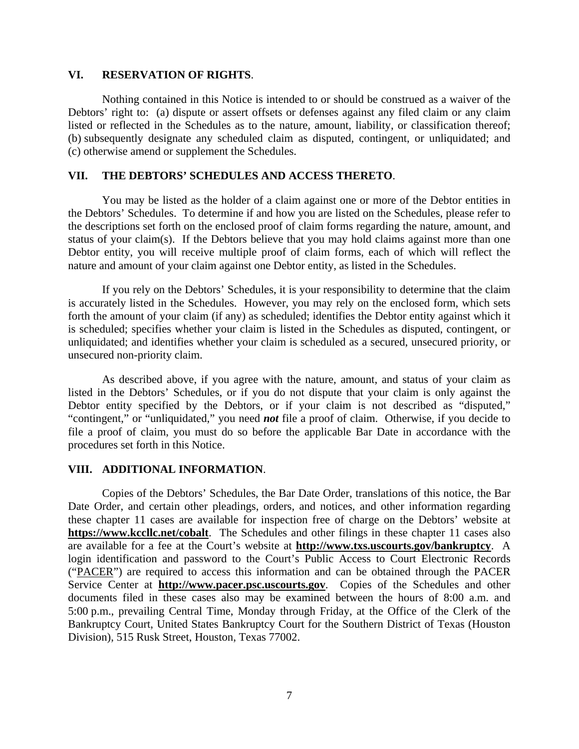## VI. RESERVATION OF RIGHTS.

Nothing contained in this Notice is intended to or should be construed as a waiver of the Debtors' right to: (a) dispute or assert offsets or defenses against any filed claim or any claim listed or reflected in the Schedules as to the nature, amount, liability, or classification thereof; (b) subsequently designate any scheduled claim as disputed, contingent, or unliquidated; and (c) otherwise amend or supplement the Schedules.

## VII. THE DEBTORS' SCHEDULES AND ACCESS THERETO.

You may be listed as the holder of a claim against one or more of the Debtor entities in the Debtors' Schedules. To determine if and how you are listed on the Schedules, please refer to the descriptions set forth on the enclosed proof of claim forms regarding the nature, amount, and status of your claim(s). If the Debtors believe that you may hold claims against more than one Debtor entity, you will receive multiple proof of claim forms, each of which will reflect the nature and amount of your claim against one Debtor entity, as listed in the Schedules.

If you rely on the Debtors' Schedules, it is your responsibility to determine that the claim is accurately listed in the Schedules. However, you may rely on the enclosed form, which sets forth the amount of your claim (if any) as scheduled; identifies the Debtor entity against which it is scheduled; specifies whether your claim is listed in the Schedules as disputed, contingent, or unliquidated; and identifies whether your claim is scheduled as a secured, unsecured priority, or unsecured non-priority claim.

As described above, if you agree with the nature, amount, and status of your claim as listed in the Debtors' Schedules, or if you do not dispute that your claim is only against the Debtor entity specified by the Debtors, or if your claim is not described as "disputed," "contingent," or "unliquidated," you need ***not*** file a proof of claim. Otherwise, if you decide to file a proof of claim, you must do so before the applicable Bar Date in accordance with the procedures set forth in this Notice.

## VIII. ADDITIONAL INFORMATION.

Copies of the Debtors' Schedules, the Bar Date Order, translations of this notice, the Bar Date Order, and certain other pleadings, orders, and notices, and other information regarding these chapter 11 cases are available for inspection free of charge on the Debtors' website at **https://www.kccllc.net/cobalt**. The Schedules and other filings in these chapter 11 cases also are available for a fee at the Court's website at **http://www.txs.uscourts.gov/bankruptcy**. A login identification and password to the Court's Public Access to Court Electronic Records ("PACER") are required to access this information and can be obtained through the PACER Service Center at **http://www.pacer.psc.uscourts.gov**. Copies of the Schedules and other documents filed in these cases also may be examined between the hours of 8:00 a.m. and 5:00 p.m., prevailing Central Time, Monday through Friday, at the Office of the Clerk of the Bankruptcy Court, United States Bankruptcy Court for the Southern District of Texas (Houston Division), 515 Rusk Street, Houston, Texas 77002.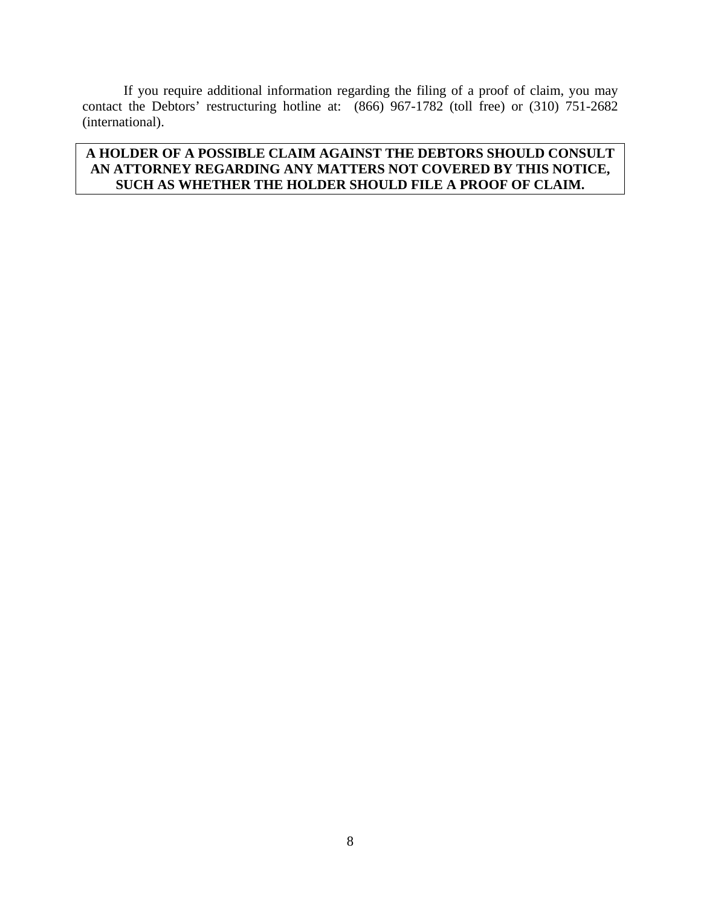If you require additional information regarding the filing of a proof of claim, you may contact the Debtors' restructuring hotline at: (866) 967-1782 (toll free) or (310) 751-2682 (international).

**A HOLDER OF A POSSIBLE CLAIM AGAINST THE DEBTORS SHOULD CONSULT AN ATTORNEY REGARDING ANY MATTERS NOT COVERED BY THIS NOTICE, SUCH AS WHETHER THE HOLDER SHOULD FILE A PROOF OF CLAIM.**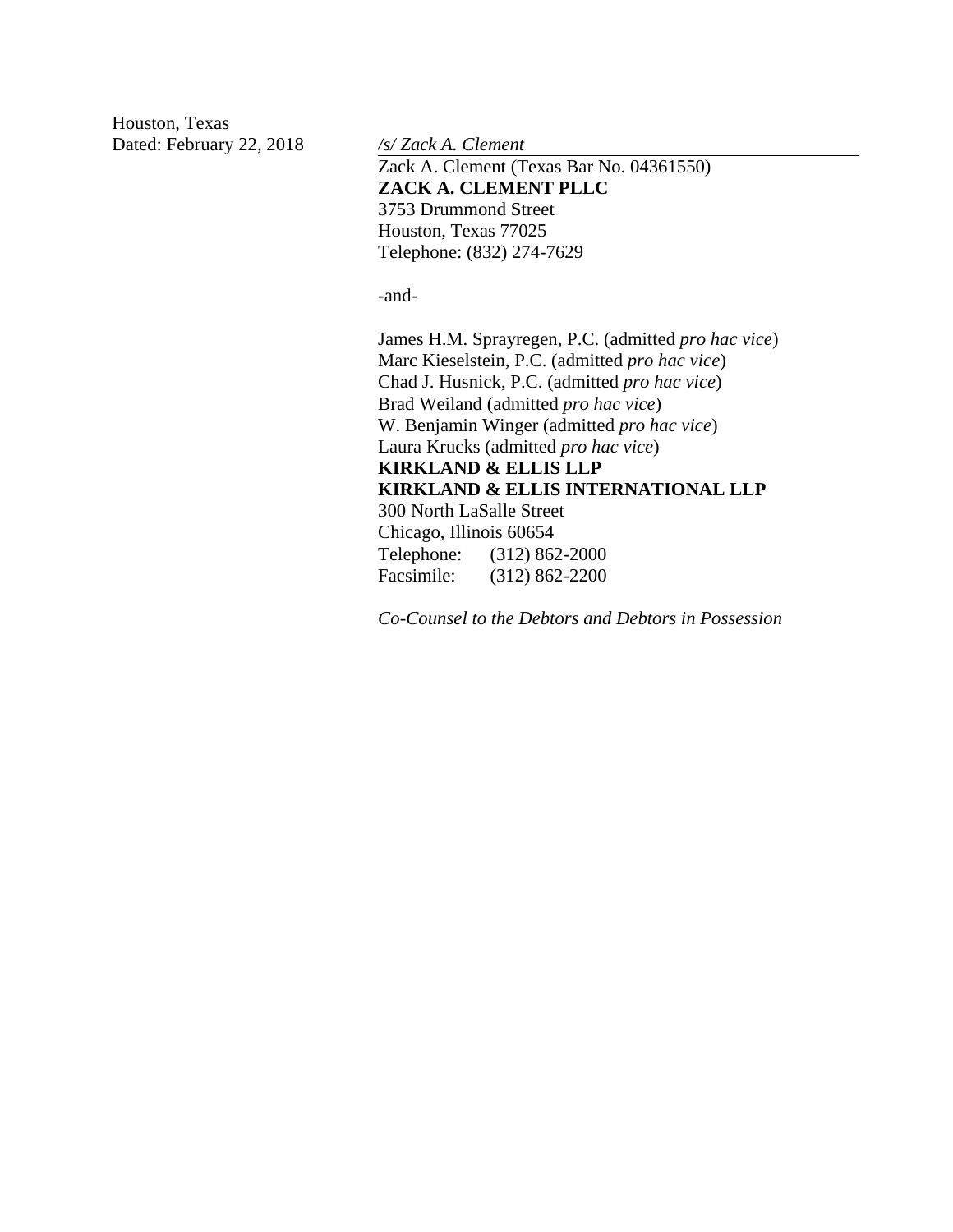Houston, Texas
Dated: February 22, 2018

*/s/ Zack A. Clement*

Zack A. Clement (Texas Bar No. 04361550)
**ZACK A. CLEMENT PLLC**
3753 Drummond Street
Houston, Texas 77025
Telephone: (832) 274-7629

-and-

James H.M. Sprayregen, P.C. (admitted *pro hac vice*)
Marc Kieselstein, P.C. (admitted *pro hac vice*)
Chad J. Husnick, P.C. (admitted *pro hac vice*)
Brad Weiland (admitted *pro hac vice*)
W. Benjamin Winger (admitted *pro hac vice*)
Laura Krucks (admitted *pro hac vice*)
**KIRKLAND & ELLIS LLP**
**KIRKLAND & ELLIS INTERNATIONAL LLP**
300 North LaSalle Street
Chicago, Illinois 60654
Telephone: (312) 862-2000
Facsimile: (312) 862-2200

*Co-Counsel to the Debtors and Debtors in Possession*